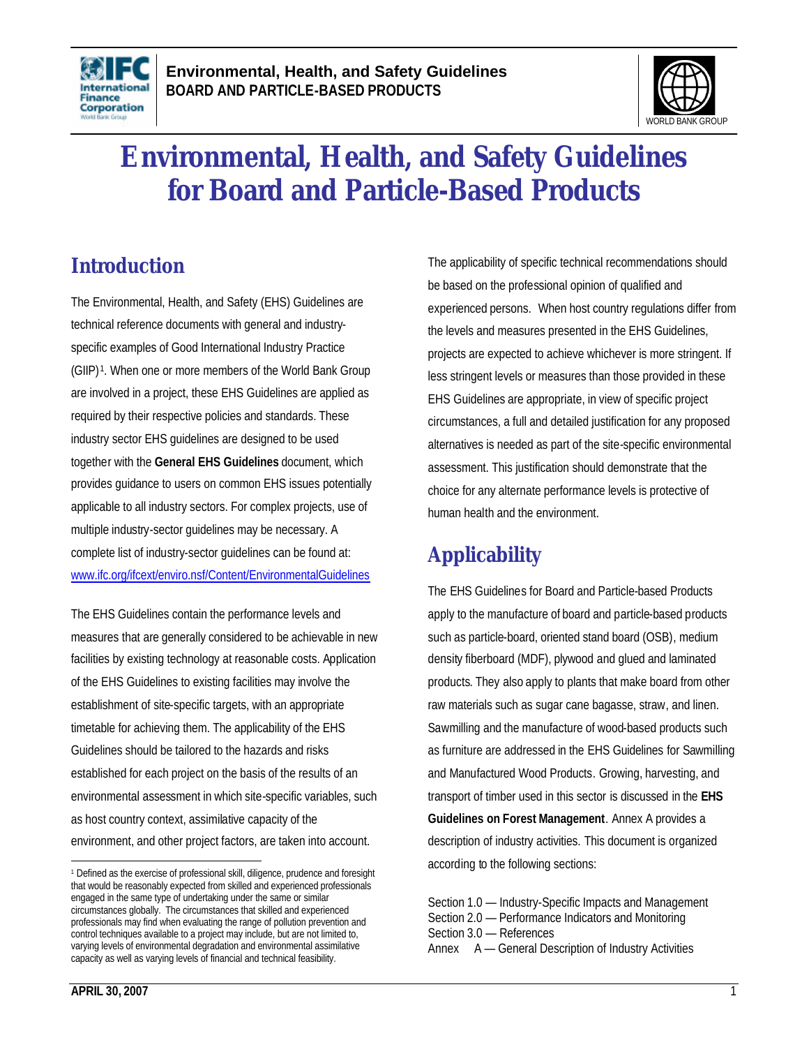# Environmental, Health, and Safety Guidelines for Board and Particle-Based Products

## Introduction

The Environmental, Health, and Safety (EHS) Guidelines are technical reference documents with general and industry-specific examples of Good International Industry Practice (GIIP)[1]. When one or more members of the World Bank Group are involved in a project, these EHS Guidelines are applied as required by their respective policies and standards. These industry sector EHS guidelines are designed to be used together with the **General EHS Guidelines** document, which provides guidance to users on common EHS issues potentially applicable to all industry sectors. For complex projects, use of multiple industry-sector guidelines may be necessary. A complete list of industry-sector guidelines can be found at: www.ifc.org/ifcext/enviro.nsf/Content/EnvironmentalGuidelines

The EHS Guidelines contain the performance levels and measures that are generally considered to be achievable in new facilities by existing technology at reasonable costs. Application of the EHS Guidelines to existing facilities may involve the establishment of site-specific targets, with an appropriate timetable for achieving them. The applicability of the EHS Guidelines should be tailored to the hazards and risks established for each project on the basis of the results of an environmental assessment in which site-specific variables, such as host country context, assimilative capacity of the environment, and other project factors, are taken into account.

The applicability of specific technical recommendations should be based on the professional opinion of qualified and experienced persons. When host country regulations differ from the levels and measures presented in the EHS Guidelines, projects are expected to achieve whichever is more stringent. If less stringent levels or measures than those provided in these EHS Guidelines are appropriate, in view of specific project circumstances, a full and detailed justification for any proposed alternatives is needed as part of the site-specific environmental assessment. This justification should demonstrate that the choice for any alternate performance levels is protective of human health and the environment.

## Applicability

The EHS Guidelines for Board and Particle-based Products apply to the manufacture of board and particle-based products such as particle-board, oriented stand board (OSB), medium density fiberboard (MDF), plywood and glued and laminated products. They also apply to plants that make board from other raw materials such as sugar cane bagasse, straw, and linen. Sawmilling and the manufacture of wood-based products such as furniture are addressed in the EHS Guidelines for Sawmilling and Manufactured Wood Products. Growing, harvesting, and transport of timber used in this sector is discussed in the **EHS Guidelines on Forest Management**. Annex A provides a description of industry activities. This document is organized according to the following sections:

Section 1.0 — Industry-Specific Impacts and Management
Section 2.0 — Performance Indicators and Monitoring
Section 3.0 — References
Annex A — General Description of Industry Activities

[1] Defined as the exercise of professional skill, diligence, prudence and foresight that would be reasonably expected from skilled and experienced professionals engaged in the same type of undertaking under the same or similar circumstances globally. The circumstances that skilled and experienced professionals may find when evaluating the range of pollution prevention and control techniques available to a project may include, but are not limited to, varying levels of environmental degradation and environmental assimilative capacity as well as varying levels of financial and technical feasibility.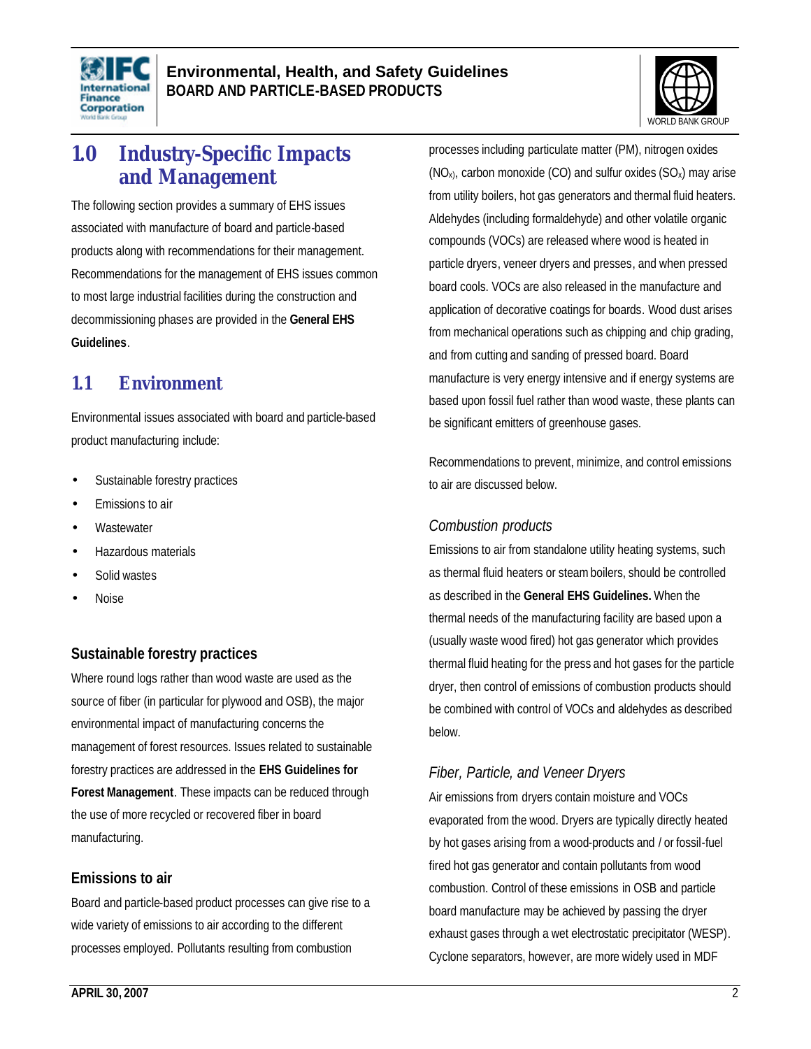# 1.0 Industry-Specific Impacts and Management

The following section provides a summary of EHS issues associated with manufacture of board and particle-based products along with recommendations for their management. Recommendations for the management of EHS issues common to most large industrial facilities during the construction and decommissioning phases are provided in the **General EHS Guidelines**.

## 1.1 Environment

Environmental issues associated with board and particle-based product manufacturing include:

- Sustainable forestry practices
- Emissions to air
- Wastewater
- Hazardous materials
- Solid wastes
- Noise

### Sustainable forestry practices

Where round logs rather than wood waste are used as the source of fiber (in particular for plywood and OSB), the major environmental impact of manufacturing concerns the management of forest resources. Issues related to sustainable forestry practices are addressed in the **EHS Guidelines for Forest Management**. These impacts can be reduced through the use of more recycled or recovered fiber in board manufacturing.

### Emissions to air

Board and particle-based product processes can give rise to a wide variety of emissions to air according to the different processes employed. Pollutants resulting from combustion processes including particulate matter (PM), nitrogen oxides ($NO_X$), carbon monoxide (CO) and sulfur oxides ($SO_X$) may arise from utility boilers, hot gas generators and thermal fluid heaters. Aldehydes (including formaldehyde) and other volatile organic compounds (VOCs) are released where wood is heated in particle dryers, veneer dryers and presses, and when pressed board cools. VOCs are also released in the manufacture and application of decorative coatings for boards. Wood dust arises from mechanical operations such as chipping and chip grading, and from cutting and sanding of pressed board. Board manufacture is very energy intensive and if energy systems are based upon fossil fuel rather than wood waste, these plants can be significant emitters of greenhouse gases.

Recommendations to prevent, minimize, and control emissions to air are discussed below.

#### *Combustion products*

Emissions to air from standalone utility heating systems, such as thermal fluid heaters or steam boilers, should be controlled as described in the **General EHS Guidelines.** When the thermal needs of the manufacturing facility are based upon a (usually waste wood fired) hot gas generator which provides thermal fluid heating for the press and hot gases for the particle dryer, then control of emissions of combustion products should be combined with control of VOCs and aldehydes as described below.

#### *Fiber, Particle, and Veneer Dryers*

Air emissions from dryers contain moisture and VOCs evaporated from the wood. Dryers are typically directly heated by hot gases arising from a wood-products and / or fossil-fuel fired hot gas generator and contain pollutants from wood combustion. Control of these emissions in OSB and particle board manufacture may be achieved by passing the dryer exhaust gases through a wet electrostatic precipitator (WESP). Cyclone separators, however, are more widely used in MDF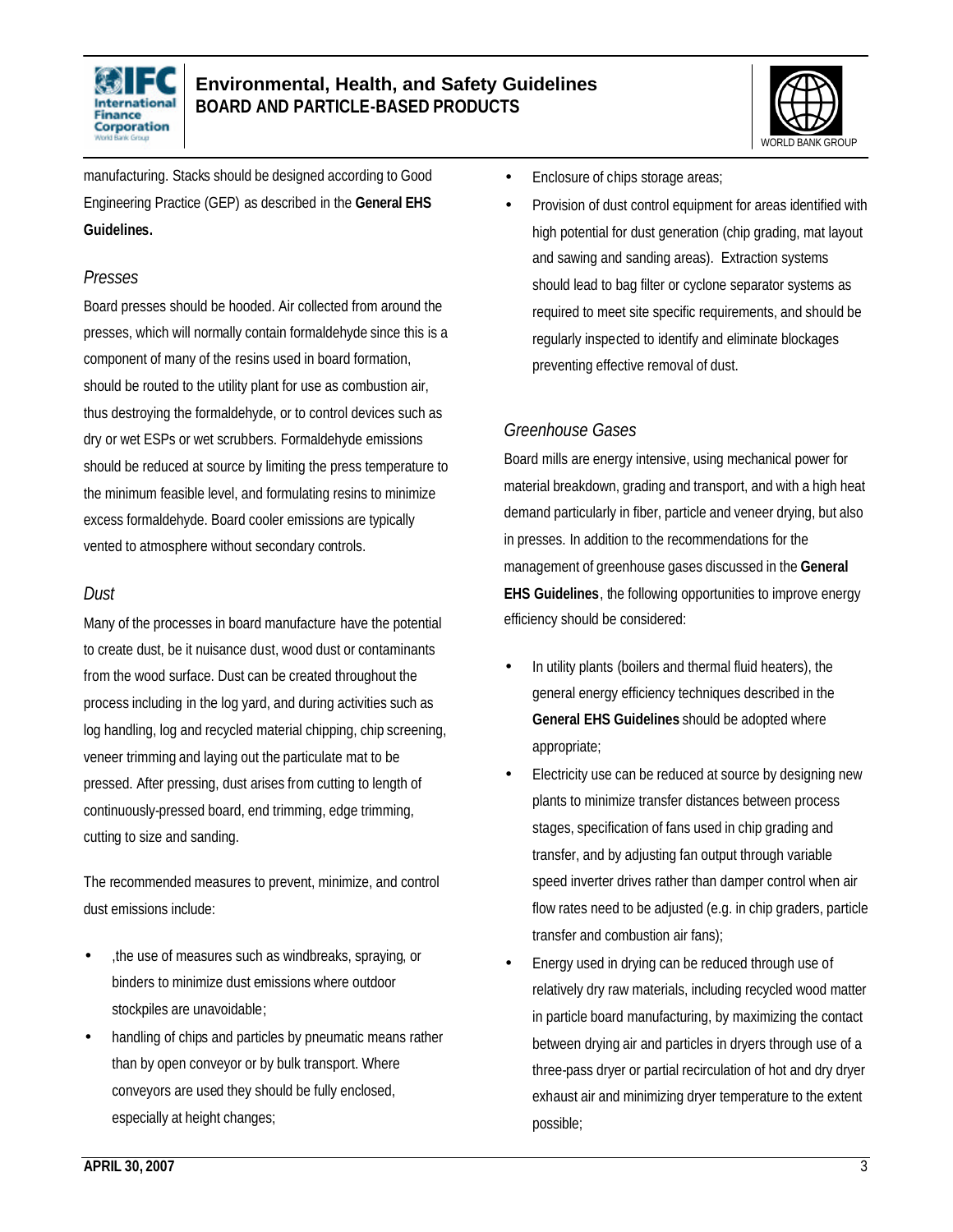manufacturing. Stacks should be designed according to Good Engineering Practice (GEP) as described in the **General EHS Guidelines.**

*Presses*

Board presses should be hooded. Air collected from around the presses, which will normally contain formaldehyde since this is a component of many of the resins used in board formation, should be routed to the utility plant for use as combustion air, thus destroying the formaldehyde, or to control devices such as dry or wet ESPs or wet scrubbers. Formaldehyde emissions should be reduced at source by limiting the press temperature to the minimum feasible level, and formulating resins to minimize excess formaldehyde. Board cooler emissions are typically vented to atmosphere without secondary controls.

*Dust*

Many of the processes in board manufacture have the potential to create dust, be it nuisance dust, wood dust or contaminants from the wood surface. Dust can be created throughout the process including in the log yard, and during activities such as log handling, log and recycled material chipping, chip screening, veneer trimming and laying out the particulate mat to be pressed. After pressing, dust arises from cutting to length of continuously-pressed board, end trimming, edge trimming, cutting to size and sanding.

The recommended measures to prevent, minimize, and control dust emissions include:

- ,the use of measures such as windbreaks, spraying, or binders to minimize dust emissions where outdoor stockpiles are unavoidable;
- handling of chips and particles by pneumatic means rather than by open conveyor or by bulk transport. Where conveyors are used they should be fully enclosed, especially at height changes;
- Enclosure of chips storage areas;
- Provision of dust control equipment for areas identified with high potential for dust generation (chip grading, mat layout and sawing and sanding areas). Extraction systems should lead to bag filter or cyclone separator systems as required to meet site specific requirements, and should be regularly inspected to identify and eliminate blockages preventing effective removal of dust.

*Greenhouse Gases*

Board mills are energy intensive, using mechanical power for material breakdown, grading and transport, and with a high heat demand particularly in fiber, particle and veneer drying, but also in presses. In addition to the recommendations for the management of greenhouse gases discussed in the **General EHS Guidelines**, the following opportunities to improve energy efficiency should be considered:

- In utility plants (boilers and thermal fluid heaters), the general energy efficiency techniques described in the **General EHS Guidelines** should be adopted where appropriate;
- Electricity use can be reduced at source by designing new plants to minimize transfer distances between process stages, specification of fans used in chip grading and transfer, and by adjusting fan output through variable speed inverter drives rather than damper control when air flow rates need to be adjusted (e.g. in chip graders, particle transfer and combustion air fans);
- Energy used in drying can be reduced through use of relatively dry raw materials, including recycled wood matter in particle board manufacturing, by maximizing the contact between drying air and particles in dryers through use of a three-pass dryer or partial recirculation of hot and dry dryer exhaust air and minimizing dryer temperature to the extent possible;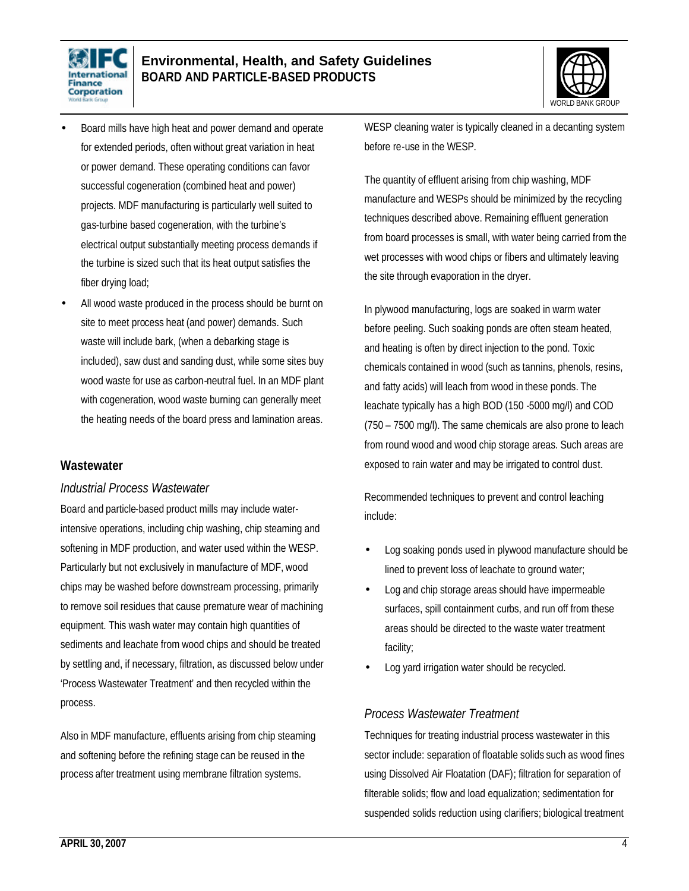- Board mills have high heat and power demand and operate for extended periods, often without great variation in heat or power demand. These operating conditions can favor successful cogeneration (combined heat and power) projects. MDF manufacturing is particularly well suited to gas-turbine based cogeneration, with the turbine's electrical output substantially meeting process demands if the turbine is sized such that its heat output satisfies the fiber drying load;
- All wood waste produced in the process should be burnt on site to meet process heat (and power) demands. Such waste will include bark, (when a debarking stage is included), saw dust and sanding dust, while some sites buy wood waste for use as carbon-neutral fuel. In an MDF plant with cogeneration, wood waste burning can generally meet the heating needs of the board press and lamination areas.

## Wastewater

### *Industrial Process Wastewater*

Board and particle-based product mills may include water-intensive operations, including chip washing, chip steaming and softening in MDF production, and water used within the WESP. Particularly but not exclusively in manufacture of MDF, wood chips may be washed before downstream processing, primarily to remove soil residues that cause premature wear of machining equipment. This wash water may contain high quantities of sediments and leachate from wood chips and should be treated by settling and, if necessary, filtration, as discussed below under 'Process Wastewater Treatment' and then recycled within the process.

Also in MDF manufacture, effluents arising from chip steaming and softening before the refining stage can be reused in the process after treatment using membrane filtration systems. WESP cleaning water is typically cleaned in a decanting system before re-use in the WESP.

The quantity of effluent arising from chip washing, MDF manufacture and WESPs should be minimized by the recycling techniques described above. Remaining effluent generation from board processes is small, with water being carried from the wet processes with wood chips or fibers and ultimately leaving the site through evaporation in the dryer.

In plywood manufacturing, logs are soaked in warm water before peeling. Such soaking ponds are often steam heated, and heating is often by direct injection to the pond. Toxic chemicals contained in wood (such as tannins, phenols, resins, and fatty acids) will leach from wood in these ponds. The leachate typically has a high BOD (150 -5000 mg/l) and COD (750 – 7500 mg/l). The same chemicals are also prone to leach from round wood and wood chip storage areas. Such areas are exposed to rain water and may be irrigated to control dust.

Recommended techniques to prevent and control leaching include:

- Log soaking ponds used in plywood manufacture should be lined to prevent loss of leachate to ground water;
- Log and chip storage areas should have impermeable surfaces, spill containment curbs, and run off from these areas should be directed to the waste water treatment facility;
- Log yard irrigation water should be recycled.

### *Process Wastewater Treatment*

Techniques for treating industrial process wastewater in this sector include: separation of floatable solids such as wood fines using Dissolved Air Floatation (DAF); filtration for separation of filterable solids; flow and load equalization; sedimentation for suspended solids reduction using clarifiers; biological treatment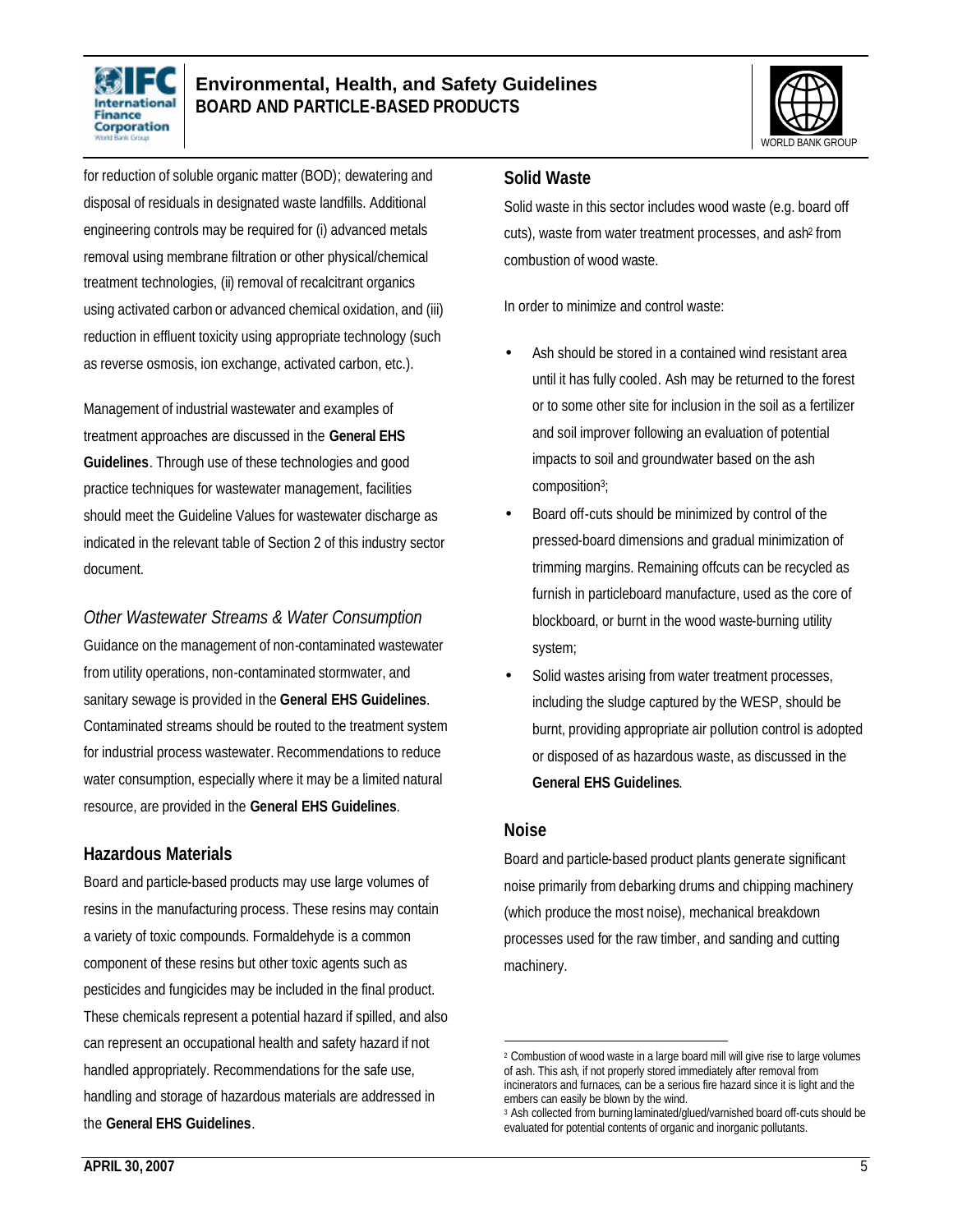for reduction of soluble organic matter (BOD); dewatering and disposal of residuals in designated waste landfills. Additional engineering controls may be required for (i) advanced metals removal using membrane filtration or other physical/chemical treatment technologies, (ii) removal of recalcitrant organics using activated carbon or advanced chemical oxidation, and (iii) reduction in effluent toxicity using appropriate technology (such as reverse osmosis, ion exchange, activated carbon, etc.).

Management of industrial wastewater and examples of treatment approaches are discussed in the **General EHS Guidelines**. Through use of these technologies and good practice techniques for wastewater management, facilities should meet the Guideline Values for wastewater discharge as indicated in the relevant table of Section 2 of this industry sector document.

### *Other Wastewater Streams & Water Consumption*

Guidance on the management of non-contaminated wastewater from utility operations, non-contaminated stormwater, and sanitary sewage is provided in the **General EHS Guidelines**. Contaminated streams should be routed to the treatment system for industrial process wastewater. Recommendations to reduce water consumption, especially where it may be a limited natural resource, are provided in the **General EHS Guidelines**.

## Hazardous Materials

Board and particle-based products may use large volumes of resins in the manufacturing process. These resins may contain a variety of toxic compounds. Formaldehyde is a common component of these resins but other toxic agents such as pesticides and fungicides may be included in the final product. These chemicals represent a potential hazard if spilled, and also can represent an occupational health and safety hazard if not handled appropriately. Recommendations for the safe use, handling and storage of hazardous materials are addressed in the **General EHS Guidelines**.

## Solid Waste

Solid waste in this sector includes wood waste (e.g. board off cuts), waste from water treatment processes, and ash[2] from combustion of wood waste.

In order to minimize and control waste:

- Ash should be stored in a contained wind resistant area until it has fully cooled. Ash may be returned to the forest or to some other site for inclusion in the soil as a fertilizer and soil improver following an evaluation of potential impacts to soil and groundwater based on the ash composition[3];
- Board off-cuts should be minimized by control of the pressed-board dimensions and gradual minimization of trimming margins. Remaining offcuts can be recycled as furnish in particleboard manufacture, used as the core of blockboard, or burnt in the wood waste-burning utility system;
- Solid wastes arising from water treatment processes, including the sludge captured by the WESP, should be burnt, providing appropriate air pollution control is adopted or disposed of as hazardous waste, as discussed in the **General EHS Guidelines**.

## Noise

Board and particle-based product plants generate significant noise primarily from debarking drums and chipping machinery (which produce the most noise), mechanical breakdown processes used for the raw timber, and sanding and cutting machinery.

---

[2] Combustion of wood waste in a large board mill will give rise to large volumes of ash. This ash, if not properly stored immediately after removal from incinerators and furnaces, can be a serious fire hazard since it is light and the embers can easily be blown by the wind.

[3] Ash collected from burning laminated/glued/varnished board off-cuts should be evaluated for potential contents of organic and inorganic pollutants.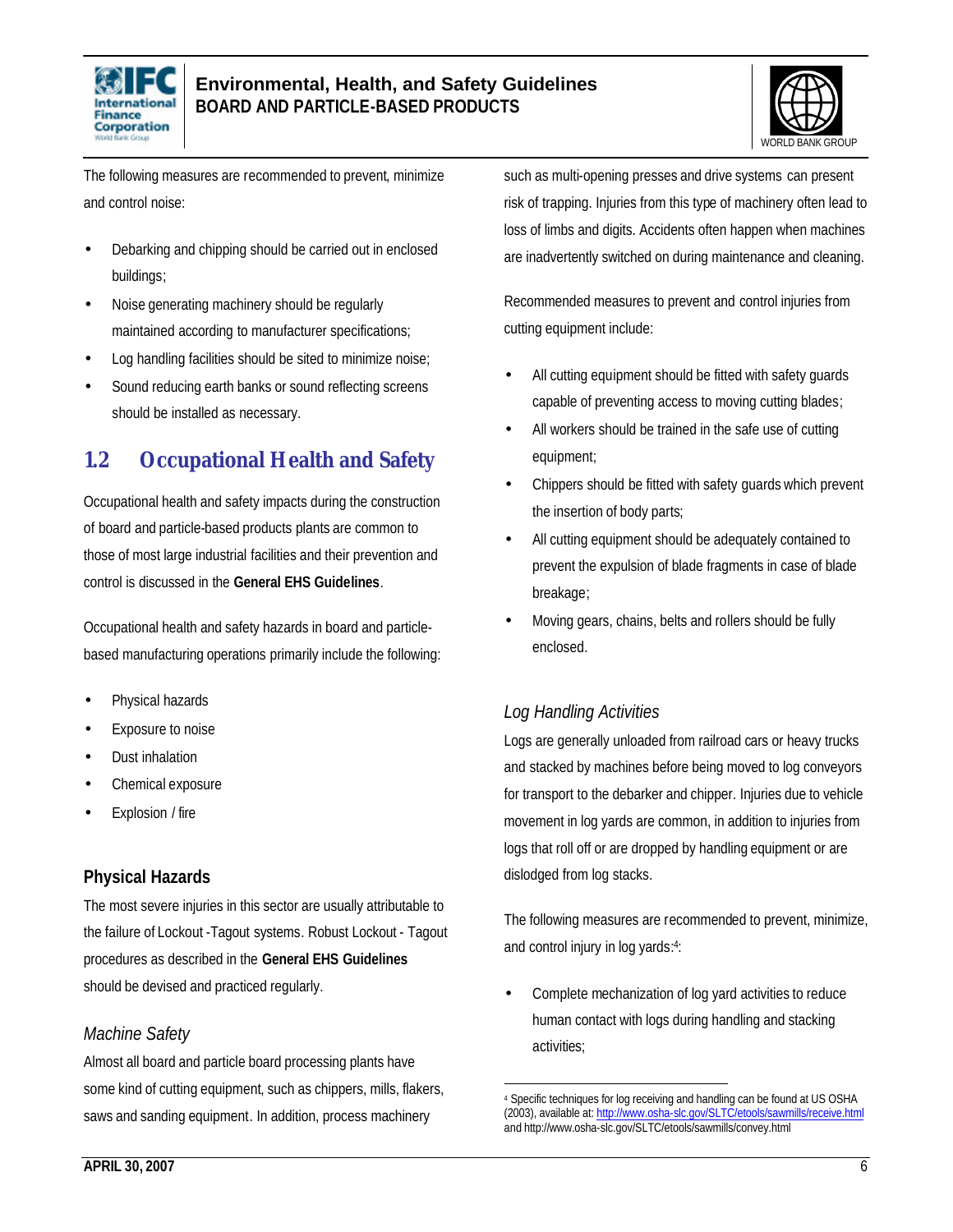The following measures are recommended to prevent, minimize and control noise:

- Debarking and chipping should be carried out in enclosed buildings;
- Noise generating machinery should be regularly maintained according to manufacturer specifications;
- Log handling facilities should be sited to minimize noise;
- Sound reducing earth banks or sound reflecting screens should be installed as necessary.

## 1.2 Occupational Health and Safety

Occupational health and safety impacts during the construction of board and particle-based products plants are common to those of most large industrial facilities and their prevention and control is discussed in the **General EHS Guidelines**.

Occupational health and safety hazards in board and particle-based manufacturing operations primarily include the following:

- Physical hazards
- Exposure to noise
- Dust inhalation
- Chemical exposure
- Explosion / fire

### Physical Hazards

The most severe injuries in this sector are usually attributable to the failure of Lockout -Tagout systems. Robust Lockout - Tagout procedures as described in the **General EHS Guidelines** should be devised and practiced regularly.

#### *Machine Safety*

Almost all board and particle board processing plants have some kind of cutting equipment, such as chippers, mills, flakers, saws and sanding equipment. In addition, process machinery such as multi-opening presses and drive systems can present risk of trapping. Injuries from this type of machinery often lead to loss of limbs and digits. Accidents often happen when machines are inadvertently switched on during maintenance and cleaning.

Recommended measures to prevent and control injuries from cutting equipment include:

- All cutting equipment should be fitted with safety guards capable of preventing access to moving cutting blades;
- All workers should be trained in the safe use of cutting equipment;
- Chippers should be fitted with safety guards which prevent the insertion of body parts;
- All cutting equipment should be adequately contained to prevent the expulsion of blade fragments in case of blade breakage;
- Moving gears, chains, belts and rollers should be fully enclosed.

#### *Log Handling Activities*

Logs are generally unloaded from railroad cars or heavy trucks and stacked by machines before being moved to log conveyors for transport to the debarker and chipper. Injuries due to vehicle movement in log yards are common, in addition to injuries from logs that roll off or are dropped by handling equipment or are dislodged from log stacks.

The following measures are recommended to prevent, minimize, and control injury in log yards:[4]:

- Complete mechanization of log yard activities to reduce human contact with logs during handling and stacking activities;

---

[4] Specific techniques for log receiving and handling can be found at US OSHA (2003), available at: http://www.osha-slc.gov/SLTC/etools/sawmills/receive.html and http://www.osha-slc.gov/SLTC/etools/sawmills/convey.html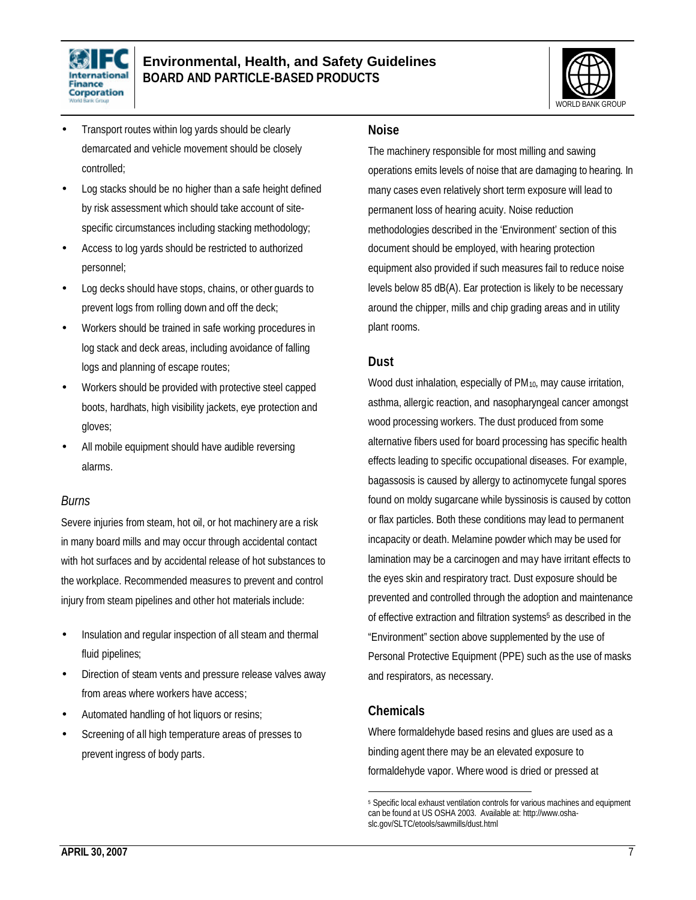- Transport routes within log yards should be clearly demarcated and vehicle movement should be closely controlled;
- Log stacks should be no higher than a safe height defined by risk assessment which should take account of site-specific circumstances including stacking methodology;
- Access to log yards should be restricted to authorized personnel;
- Log decks should have stops, chains, or other guards to prevent logs from rolling down and off the deck;
- Workers should be trained in safe working procedures in log stack and deck areas, including avoidance of falling logs and planning of escape routes;
- Workers should be provided with protective steel capped boots, hardhats, high visibility jackets, eye protection and gloves;
- All mobile equipment should have audible reversing alarms.

*Burns*

Severe injuries from steam, hot oil, or hot machinery are a risk in many board mills and may occur through accidental contact with hot surfaces and by accidental release of hot substances to the workplace. Recommended measures to prevent and control injury from steam pipelines and other hot materials include:

- Insulation and regular inspection of all steam and thermal fluid pipelines;
- Direction of steam vents and pressure release valves away from areas where workers have access;
- Automated handling of hot liquors or resins;
- Screening of all high temperature areas of presses to prevent ingress of body parts.

### Noise

The machinery responsible for most milling and sawing operations emits levels of noise that are damaging to hearing. In many cases even relatively short term exposure will lead to permanent loss of hearing acuity. Noise reduction methodologies described in the 'Environment' section of this document should be employed, with hearing protection equipment also provided if such measures fail to reduce noise levels below 85 dB(A). Ear protection is likely to be necessary around the chipper, mills and chip grading areas and in utility plant rooms.

### Dust

Wood dust inhalation, especially of $PM_{10}$, may cause irritation, asthma, allergic reaction, and nasopharyngeal cancer amongst wood processing workers. The dust produced from some alternative fibers used for board processing has specific health effects leading to specific occupational diseases. For example, bagassosis is caused by allergy to actinomycete fungal spores found on moldy sugarcane while byssinosis is caused by cotton or flax particles. Both these conditions may lead to permanent incapacity or death. Melamine powder which may be used for lamination may be a carcinogen and may have irritant effects to the eyes skin and respiratory tract. Dust exposure should be prevented and controlled through the adoption and maintenance of effective extraction and filtration systems[5] as described in the "Environment" section above supplemented by the use of Personal Protective Equipment (PPE) such as the use of masks and respirators, as necessary.

### Chemicals

Where formaldehyde based resins and glues are used as a binding agent there may be an elevated exposure to formaldehyde vapor. Where wood is dried or pressed at

---

[5] Specific local exhaust ventilation controls for various machines and equipment can be found at US OSHA 2003. Available at: http://www.osha-slc.gov/SLTC/etools/sawmills/dust.html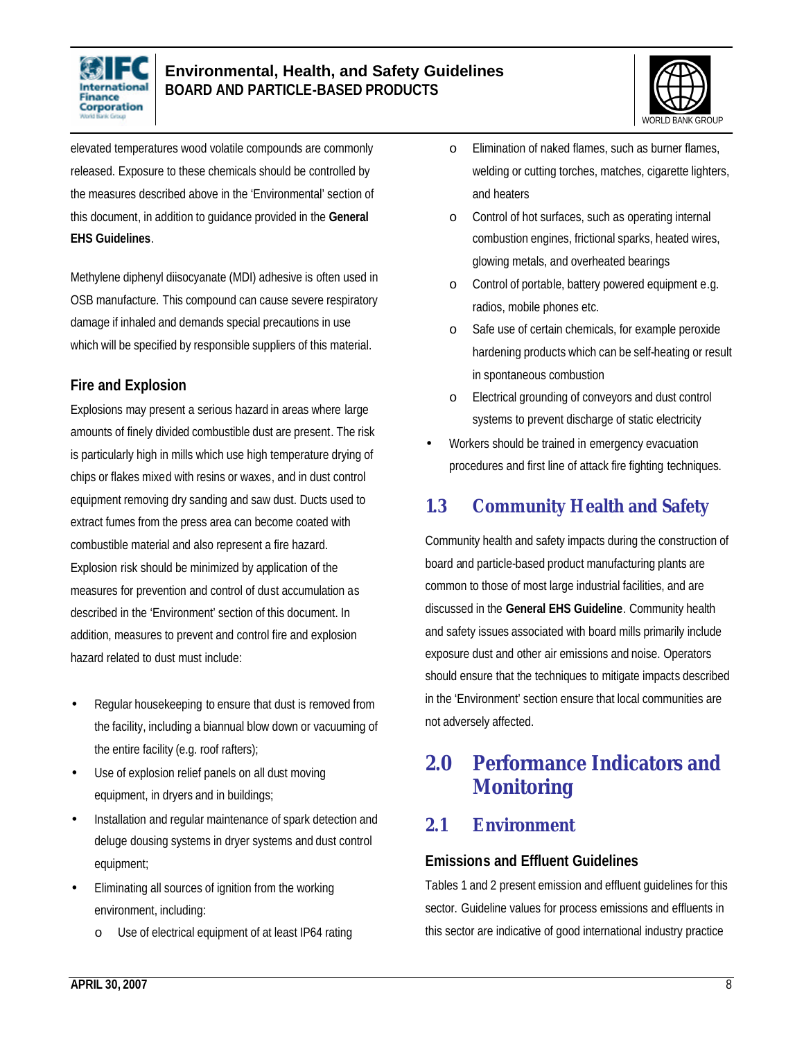elevated temperatures wood volatile compounds are commonly released. Exposure to these chemicals should be controlled by the measures described above in the 'Environmental' section of this document, in addition to guidance provided in the **General EHS Guidelines**.

Methylene diphenyl diisocyanate (MDI) adhesive is often used in OSB manufacture. This compound can cause severe respiratory damage if inhaled and demands special precautions in use which will be specified by responsible suppliers of this material.

### Fire and Explosion

Explosions may present a serious hazard in areas where large amounts of finely divided combustible dust are present. The risk is particularly high in mills which use high temperature drying of chips or flakes mixed with resins or waxes, and in dust control equipment removing dry sanding and saw dust. Ducts used to extract fumes from the press area can become coated with combustible material and also represent a fire hazard. Explosion risk should be minimized by application of the measures for prevention and control of dust accumulation as described in the 'Environment' section of this document. In addition, measures to prevent and control fire and explosion hazard related to dust must include:

- Regular housekeeping to ensure that dust is removed from the facility, including a biannual blow down or vacuuming of the entire facility (e.g. roof rafters);
- Use of explosion relief panels on all dust moving equipment, in dryers and in buildings;
- Installation and regular maintenance of spark detection and deluge dousing systems in dryer systems and dust control equipment;
- Eliminating all sources of ignition from the working environment, including:
  - Use of electrical equipment of at least IP64 rating
  - Elimination of naked flames, such as burner flames, welding or cutting torches, matches, cigarette lighters, and heaters
  - Control of hot surfaces, such as operating internal combustion engines, frictional sparks, heated wires, glowing metals, and overheated bearings
  - Control of portable, battery powered equipment e.g. radios, mobile phones etc.
  - Safe use of certain chemicals, for example peroxide hardening products which can be self-heating or result in spontaneous combustion
  - Electrical grounding of conveyors and dust control systems to prevent discharge of static electricity
- Workers should be trained in emergency evacuation procedures and first line of attack fire fighting techniques.

## 1.3 Community Health and Safety

Community health and safety impacts during the construction of board and particle-based product manufacturing plants are common to those of most large industrial facilities, and are discussed in the **General EHS Guideline**. Community health and safety issues associated with board mills primarily include exposure dust and other air emissions and noise. Operators should ensure that the techniques to mitigate impacts described in the 'Environment' section ensure that local communities are not adversely affected.

# 2.0 Performance Indicators and Monitoring

## 2.1 Environment

### Emissions and Effluent Guidelines

Tables 1 and 2 present emission and effluent guidelines for this sector. Guideline values for process emissions and effluents in this sector are indicative of good international industry practice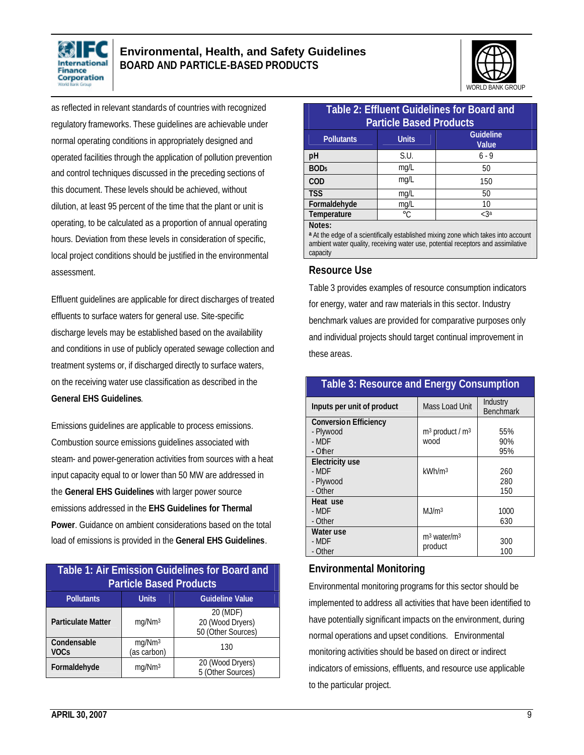as reflected in relevant standards of countries with recognized regulatory frameworks. These guidelines are achievable under normal operating conditions in appropriately designed and operated facilities through the application of pollution prevention and control techniques discussed in the preceding sections of this document. These levels should be achieved, without dilution, at least 95 percent of the time that the plant or unit is operating, to be calculated as a proportion of annual operating hours. Deviation from these levels in consideration of specific, local project conditions should be justified in the environmental assessment.

Effluent guidelines are applicable for direct discharges of treated effluents to surface waters for general use. Site-specific discharge levels may be established based on the availability and conditions in use of publicly operated sewage collection and treatment systems or, if discharged directly to surface waters, on the receiving water use classification as described in the **General EHS Guidelines**.

Emissions guidelines are applicable to process emissions. Combustion source emissions guidelines associated with steam- and power-generation activities from sources with a heat input capacity equal to or lower than 50 MW are addressed in the **General EHS Guidelines** with larger power source emissions addressed in the **EHS Guidelines for Thermal Power**. Guidance on ambient considerations based on the total load of emissions is provided in the **General EHS Guidelines**.

**Table 1: Air Emission Guidelines for Board and Particle Based Products**

| Pollutants | Units | Guideline Value |
|---|---|---|
| **Particulate Matter** | mg/Nm³ | 20 (MDF)<br>20 (Wood Dryers)<br>50 (Other Sources) |
| **Condensable VOCs** | mg/Nm³ (as carbon) | 130 |
| **Formaldehyde** | mg/Nm³ | 20 (Wood Dryers)<br>5 (Other Sources) |

**Table 2: Effluent Guidelines for Board and Particle Based Products**

| Pollutants | Units | Guideline Value |
|---|---|---|
| **pH** | S.U. | 6 - 9 |
| **$BOD_5$** | mg/L | 50 |
| **COD** | mg/L | 150 |
| **TSS** | mg/L | 50 |
| **Formaldehyde** | mg/L | 10 |
| **Temperature** | °C | <3[a] |

**Notes:**
[a] At the edge of a scientifically established mixing zone which takes into account ambient water quality, receiving water use, potential receptors and assimilative capacity

## Resource Use

Table 3 provides examples of resource consumption indicators for energy, water and raw materials in this sector. Industry benchmark values are provided for comparative purposes only and individual projects should target continual improvement in these areas.

**Table 3: Resource and Energy Consumption**

| Inputs per unit of product | Mass Load Unit | Industry Benchmark |
|---|---|---|
| **Conversion Efficiency**<br>- Plywood<br>- MDF<br>- Other | m³ product / m³ wood | <br>55%<br>90%<br>95% |
| **Electricity use**<br>- MDF<br>- Plywood<br>- Other | kWh/m³ | <br>260<br>280<br>150 |
| **Heat use**<br>- MDF<br>- Other | MJ/m³ | <br>1000<br>630 |
| **Water use**<br>- MDF<br>- Other | m³ water/m³ product | <br>300<br>100 |

## Environmental Monitoring

Environmental monitoring programs for this sector should be implemented to address all activities that have been identified to have potentially significant impacts on the environment, during normal operations and upset conditions. Environmental monitoring activities should be based on direct or indirect indicators of emissions, effluents, and resource use applicable to the particular project.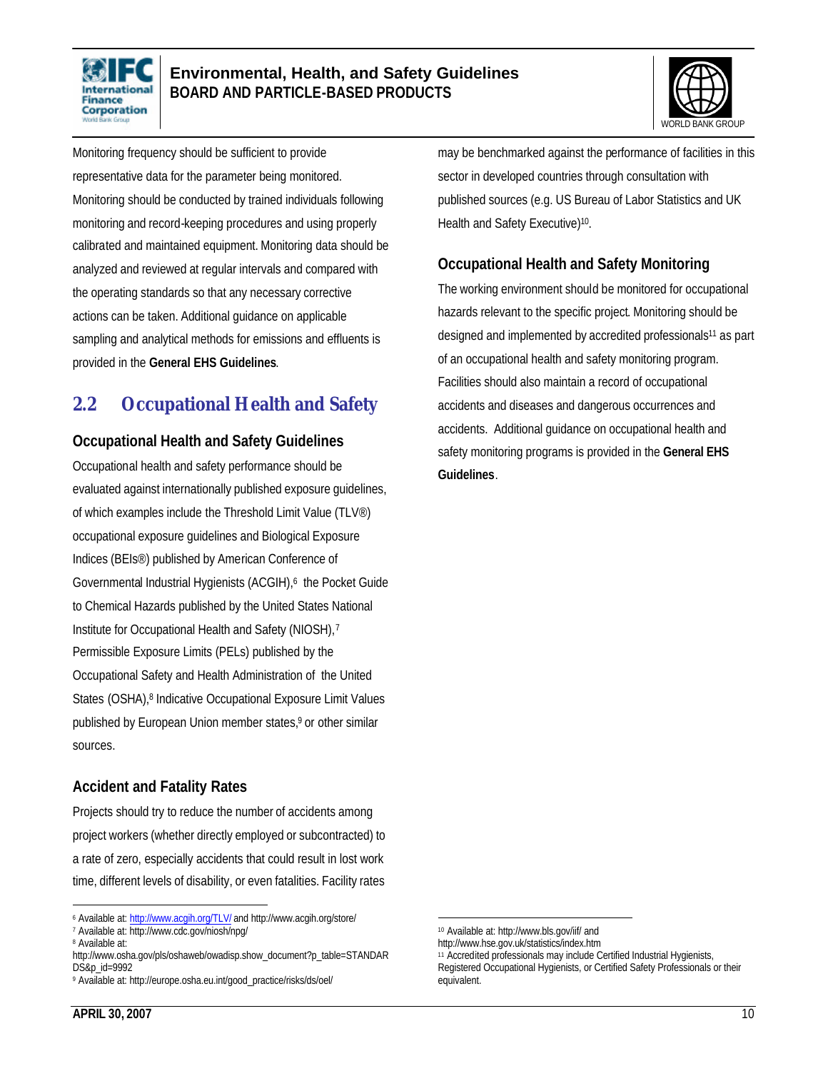Monitoring frequency should be sufficient to provide representative data for the parameter being monitored. Monitoring should be conducted by trained individuals following monitoring and record-keeping procedures and using properly calibrated and maintained equipment. Monitoring data should be analyzed and reviewed at regular intervals and compared with the operating standards so that any necessary corrective actions can be taken. Additional guidance on applicable sampling and analytical methods for emissions and effluents is provided in the **General EHS Guidelines**.

## 2.2 Occupational Health and Safety

### Occupational Health and Safety Guidelines

Occupational health and safety performance should be evaluated against internationally published exposure guidelines, of which examples include the Threshold Limit Value (TLV®) occupational exposure guidelines and Biological Exposure Indices (BEIs®) published by American Conference of Governmental Industrial Hygienists (ACGIH),[6] the Pocket Guide to Chemical Hazards published by the United States National Institute for Occupational Health and Safety (NIOSH),[7] Permissible Exposure Limits (PELs) published by the Occupational Safety and Health Administration of the United States (OSHA),[8] Indicative Occupational Exposure Limit Values published by European Union member states,[9] or other similar sources.

### Accident and Fatality Rates

Projects should try to reduce the number of accidents among project workers (whether directly employed or subcontracted) to a rate of zero, especially accidents that could result in lost work time, different levels of disability, or even fatalities. Facility rates may be benchmarked against the performance of facilities in this sector in developed countries through consultation with published sources (e.g. US Bureau of Labor Statistics and UK Health and Safety Executive)[10].

### Occupational Health and Safety Monitoring

The working environment should be monitored for occupational hazards relevant to the specific project. Monitoring should be designed and implemented by accredited professionals[11] as part of an occupational health and safety monitoring program. Facilities should also maintain a record of occupational accidents and diseases and dangerous occurrences and accidents. Additional guidance on occupational health and safety monitoring programs is provided in the **General EHS Guidelines**.

---

[6] Available at: http://www.acgih.org/TLV/ and http://www.acgih.org/store/

[7] Available at: http://www.cdc.gov/niosh/npg/

[8] Available at: http://www.osha.gov/pls/oshaweb/owadisp.show_document?p_table=STANDARDS&p_id=9992

[9] Available at: http://europe.osha.eu.int/good_practice/risks/ds/oel/

[10] Available at: http://www.bls.gov/iif/ and http://www.hse.gov.uk/statistics/index.htm

[11] Accredited professionals may include Certified Industrial Hygienists, Registered Occupational Hygienists, or Certified Safety Professionals or their equivalent.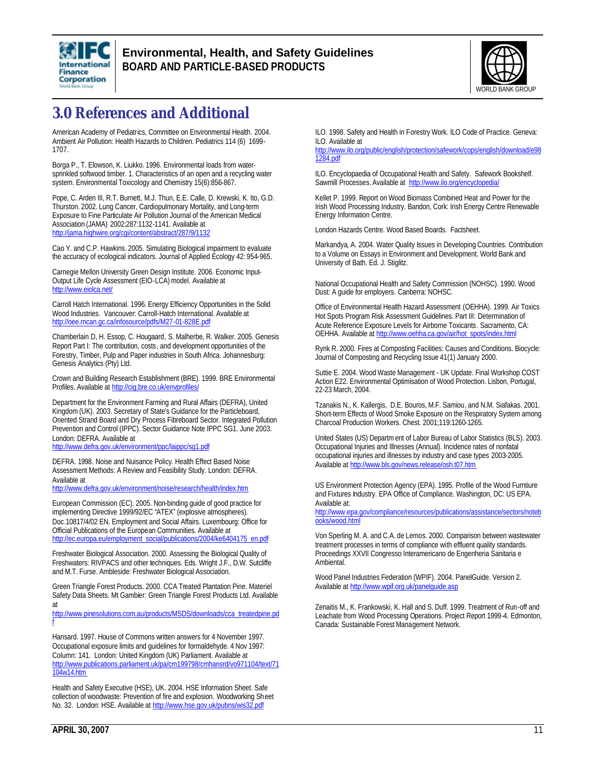# 3.0 References and Additional

American Academy of Pediatrics, Committee on Environmental Health. 2004. Ambient Air Pollution: Health Hazards to Children. Pediatrics 114 (6) 1699-1707.

Borga P., T. Elowson, K. Liukko. 1996. Environmental loads from water-sprinkled softwood timber. 1. Characteristics of an open and a recycling water system. Environmental Toxicology and Chemistry 15(6):856-867.

Pope, C. Arden III, R.T. Burnett, M.J. Thun, E.E. Calle, D. Krewski, K. Ito, G.D. Thurston. 2002. Lung Cancer, Cardiopulmonary Mortality, and Long-term Exposure to Fine Particulate Air Pollution Journal of the American Medical Association (JAMA) 2002;287:1132-1141. Available at http://jama.highwire.org/cgi/content/abstract/287/9/1132

Cao Y. and C.P. Hawkins. 2005. Simulating Biological impairment to evaluate the accuracy of ecological indicators. Journal of Applied Ecology 42: 954-965.

Carnegie Mellon University Green Design Institute. 2006. Economic Input-Output Life Cycle Assessment (EIO-LCA) model. Available at http://www.eiolca.net/

Carroll Hatch International. 1996. Energy Efficiency Opportunities in the Solid Wood Industries. Vancouver: Carroll-Hatch International. Available at http://oee.rncan.gc.ca/infosource/pdfs/M27-01-828E.pdf

Chamberlain D, H. Essop, C. Hougaard, S. Malherbe, R. Walker. 2005. Genesis Report Part I: The contribution, costs, and development opportunities of the Forestry, Timber, Pulp and Paper industries in South Africa. Johannesburg: Genesis Analytics (Pty) Ltd.

Crown and Building Research Establishment (BRE). 1999. BRE Environmental Profiles. Available at http://cig.bre.co.uk/envprofiles/

Department for the Environment Farming and Rural Affairs (DEFRA), United Kingdom (UK). 2003. Secretary of State's Guidance for the Particleboard, Oriented Strand Board and Dry Process Fibreboard Sector. Integrated Pollution Prevention and Control (IPPC). Sector Guidance Note IPPC SG1. June 2003. London: DEFRA. Available at http://www.defra.gov.uk/environment/ppc/laippc/sg1.pdf

DEFRA. 1998. Noise and Nuisance Policy. Health Effect Based Noise Assessment Methods: A Review and Feasibility Study. London: DEFRA. Available at http://www.defra.gov.uk/environment/noise/research/health/index.htm

European Commission (EC). 2005. Non-binding guide of good practice for implementing Directive 1999/92/EC "ATEX" (explosive atmospheres). Doc.10817/4/02 EN. Employment and Social Affairs. Luxembourg: Office for Official Publications of the European Communities. Available at http://ec.europa.eu/employment_social/publications/2004/ke6404175_en.pdf

Freshwater Biological Association. 2000. Assessing the Biological Quality of Freshwaters: RIVPACS and other techniques. Eds. Wright J.F., D.W. Sutcliffe and M.T. Furse. Ambleside: Freshwater Biological Association.

Green Triangle Forest Products. 2000. CCA Treated Plantation Pine. Materiel Safety Data Sheets. Mt Gambier: Green Triangle Forest Products Ltd. Available at http://www.pinesolutions.com.au/products/MSDS/downloads/cca_treatedpine.pdf

Hansard. 1997. House of Commons written answers for 4 November 1997. Occupational exposure limits and guidelines for formaldehyde. 4 Nov 1997: Column: 141. London: United Kingdom (UK) Parliament. Available at http://www.publications.parliament.uk/pa/cm199798/cmhansrd/vo971104/text/71104w14.htm

Health and Safety Executive (HSE), UK. 2004. HSE Information Sheet. Safe collection of woodwaste: Prevention of fire and explosion. Woodworking Sheet No. 32. London: HSE. Available at http://www.hse.gov.uk/pubns/wis32.pdf

ILO. 1998. Safety and Health in Forestry Work. ILO Code of Practice. Geneva: ILO. Available at http://www.ilo.org/public/english/protection/safework/cops/english/download/e981284.pdf

ILO. Encyclopaedia of Occupational Health and Safety. Safework Bookshelf. Sawmill Processes. Available at http://www.ilo.org/encyclopedia/

Kellet P. 1999. Report on Wood Biomass Combined Heat and Power for the Irish Wood Processing Industry. Bandon, Cork: Irish Energy Centre Renewable Energy Information Centre.

London Hazards Centre. Wood Based Boards. Factsheet.

Markandya, A. 2004. Water Quality Issues in Developing Countries. Contribution to a Volume on Essays in Environment and Development. World Bank and University of Bath. Ed. J. Stiglitz.

National Occupational Health and Safety Commission (NOHSC). 1990. Wood Dust: A guide for employers. Canberra: NOHSC.

Office of Environmental Health Hazard Assessment (OEHHA). 1999. Air Toxics Hot Spots Program Risk Assessment Guidelines. Part III: Determination of Acute Reference Exposure Levels for Airborne Toxicants. Sacramento, CA: OEHHA. Available at http://www.oehha.ca.gov/air/hot_spots/index.html

Rynk R. 2000. Fires at Composting Facilities: Causes and Conditions. Biocycle: Journal of Composting and Recycling Issue 41(1) January 2000.

Suttie E. 2004. Wood Waste Management - UK Update. Final Workshop COST Action E22. Environmental Optimisation of Wood Protection. Lisbon, Portugal, 22-23 March, 2004.

Tzanakis N., K. Kallergis, D.E. Bouros, M.F. Samiou, and N.M. Siafakas. 2001. Short-term Effects of Wood Smoke Exposure on the Respiratory System among Charcoal Production Workers. Chest. 2001;119:1260-1265.

United States (US) Department of Labor Bureau of Labor Statistics (BLS). 2003. Occupational Injuries and Illnesses (Annual). Incidence rates of nonfatal occupational injuries and illnesses by industry and case types 2003-2005. Available at http://www.bls.gov/news.release/osh.t07.htm

US Environment Protection Agency (EPA). 1995. Profile of the Wood Furntiure and Fixtures Industry. EPA Office of Compliance. Washington, DC: US EPA. Available at: http://www.epa.gov/compliance/resources/publications/assistance/sectors/notebooks/wood.html

Von Sperling M. A. and C.A. de Lemos. 2000. Comparison between wastewater treatment processes in terms of compliance with effluent quality standards. Proceedings XXVII Congresso Interamericano de Engenheria Sanitaria e Ambiental.

Wood Panel Industries Federation (WPIF). 2004. PanelGuide. Version 2. Available at http://www.wpif.org.uk/panelguide.asp

Zenaitis M., K. Frankowski, K. Hall and S. Duff. 1999. Treatment of Run-off and Leachate from Wood Processing Operations. Project Report 1999-4. Edmonton, Canada: Sustainable Forest Management Network.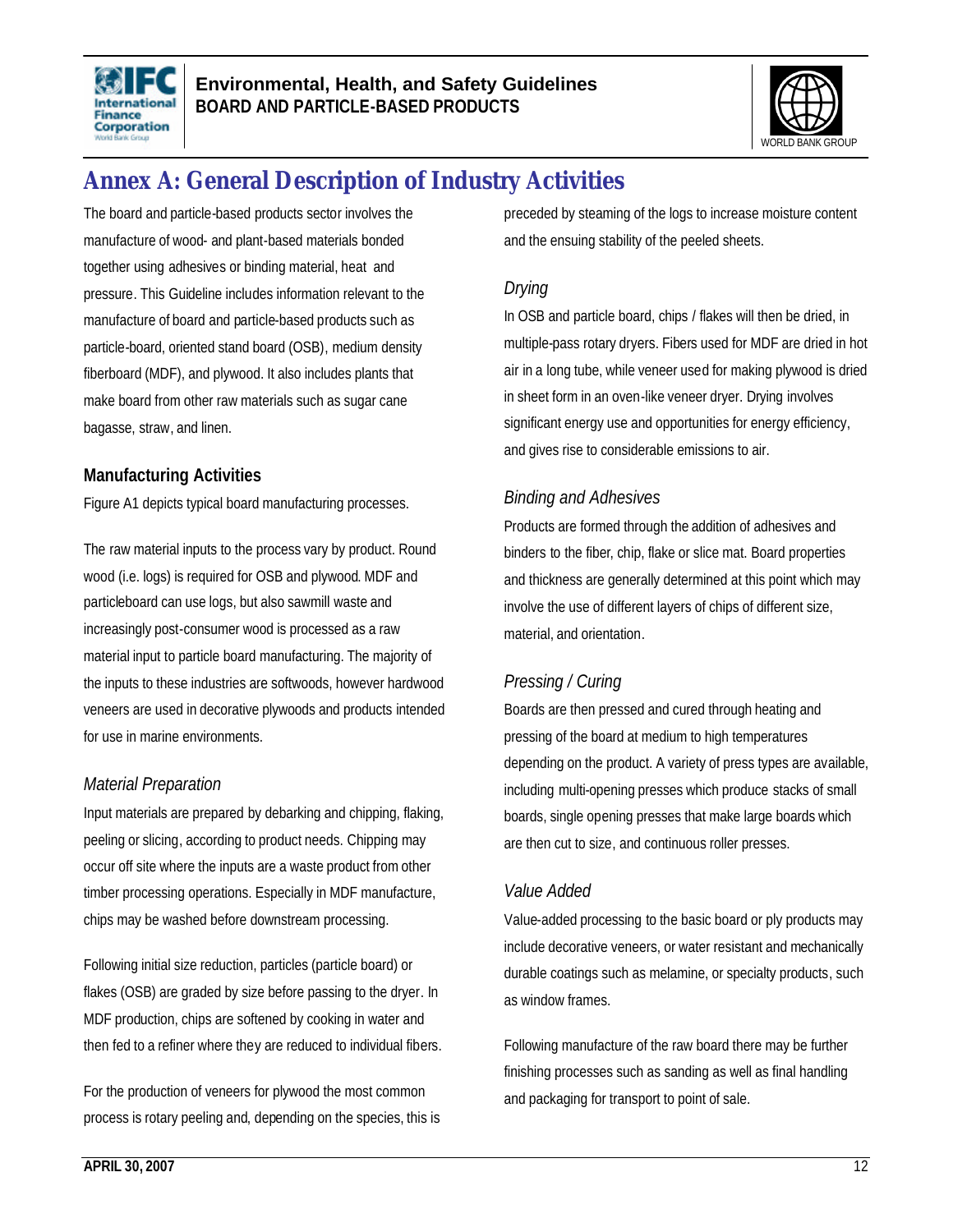# Annex A: General Description of Industry Activities

The board and particle-based products sector involves the manufacture of wood- and plant-based materials bonded together using adhesives or binding material, heat and pressure. This Guideline includes information relevant to the manufacture of board and particle-based products such as particle-board, oriented stand board (OSB), medium density fiberboard (MDF), and plywood. It also includes plants that make board from other raw materials such as sugar cane bagasse, straw, and linen.

## Manufacturing Activities

Figure A1 depicts typical board manufacturing processes.

The raw material inputs to the process vary by product. Round wood (i.e. logs) is required for OSB and plywood. MDF and particleboard can use logs, but also sawmill waste and increasingly post-consumer wood is processed as a raw material input to particle board manufacturing. The majority of the inputs to these industries are softwoods, however hardwood veneers are used in decorative plywoods and products intended for use in marine environments.

### *Material Preparation*

Input materials are prepared by debarking and chipping, flaking, peeling or slicing, according to product needs. Chipping may occur off site where the inputs are a waste product from other timber processing operations. Especially in MDF manufacture, chips may be washed before downstream processing.

Following initial size reduction, particles (particle board) or flakes (OSB) are graded by size before passing to the dryer. In MDF production, chips are softened by cooking in water and then fed to a refiner where they are reduced to individual fibers.

For the production of veneers for plywood the most common process is rotary peeling and, depending on the species, this is preceded by steaming of the logs to increase moisture content and the ensuing stability of the peeled sheets.

### *Drying*

In OSB and particle board, chips / flakes will then be dried, in multiple-pass rotary dryers. Fibers used for MDF are dried in hot air in a long tube, while veneer used for making plywood is dried in sheet form in an oven-like veneer dryer. Drying involves significant energy use and opportunities for energy efficiency, and gives rise to considerable emissions to air.

### *Binding and Adhesives*

Products are formed through the addition of adhesives and binders to the fiber, chip, flake or slice mat. Board properties and thickness are generally determined at this point which may involve the use of different layers of chips of different size, material, and orientation.

### *Pressing / Curing*

Boards are then pressed and cured through heating and pressing of the board at medium to high temperatures depending on the product. A variety of press types are available, including multi-opening presses which produce stacks of small boards, single opening presses that make large boards which are then cut to size, and continuous roller presses.

### *Value Added*

Value-added processing to the basic board or ply products may include decorative veneers, or water resistant and mechanically durable coatings such as melamine, or specialty products, such as window frames.

Following manufacture of the raw board there may be further finishing processes such as sanding as well as final handling and packaging for transport to point of sale.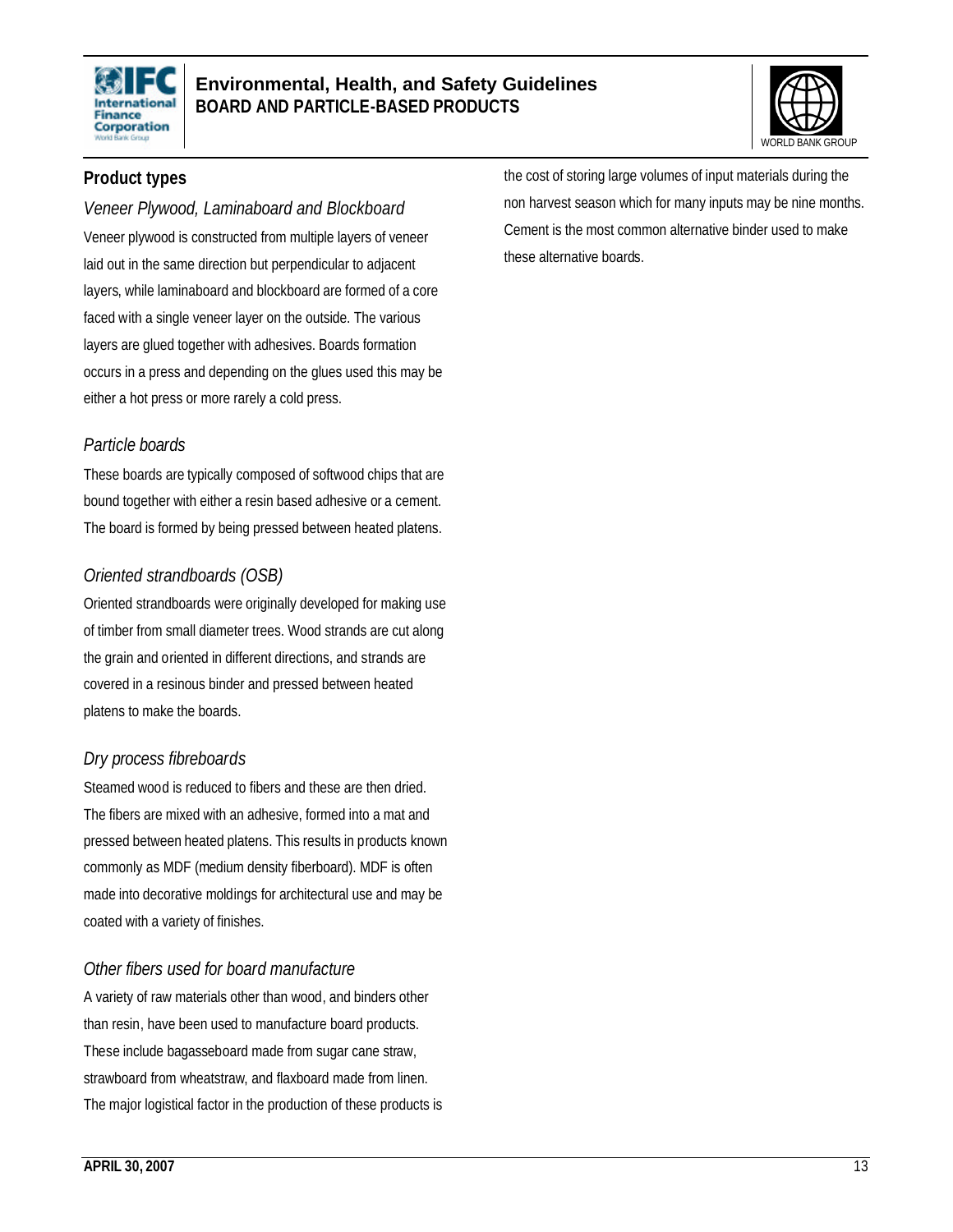## Product types

### *Veneer Plywood, Laminaboard and Blockboard*

Veneer plywood is constructed from multiple layers of veneer laid out in the same direction but perpendicular to adjacent layers, while laminaboard and blockboard are formed of a core faced with a single veneer layer on the outside. The various layers are glued together with adhesives. Boards formation occurs in a press and depending on the glues used this may be either a hot press or more rarely a cold press.

### *Particle boards*

These boards are typically composed of softwood chips that are bound together with either a resin based adhesive or a cement. The board is formed by being pressed between heated platens.

### *Oriented strandboards (OSB)*

Oriented strandboards were originally developed for making use of timber from small diameter trees. Wood strands are cut along the grain and oriented in different directions, and strands are covered in a resinous binder and pressed between heated platens to make the boards.

### *Dry process fibreboards*

Steamed wood is reduced to fibers and these are then dried. The fibers are mixed with an adhesive, formed into a mat and pressed between heated platens. This results in products known commonly as MDF (medium density fiberboard). MDF is often made into decorative moldings for architectural use and may be coated with a variety of finishes.

### *Other fibers used for board manufacture*

A variety of raw materials other than wood, and binders other than resin, have been used to manufacture board products. These include bagasseboard made from sugar cane straw, strawboard from wheatstraw, and flaxboard made from linen. The major logistical factor in the production of these products is the cost of storing large volumes of input materials during the non harvest season which for many inputs may be nine months. Cement is the most common alternative binder used to make these alternative boards.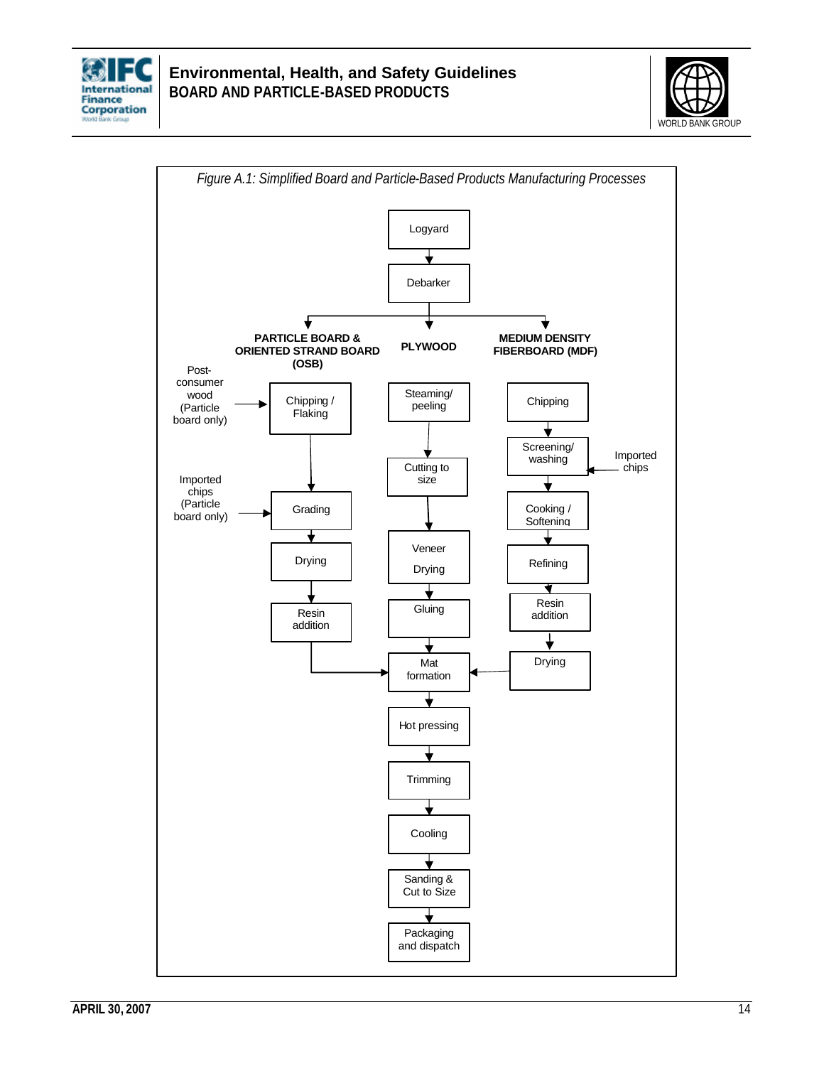*Figure A.1: Simplified Board and Particle-Based Products Manufacturing Processes*

Logyard

Debarker

PARTICLE BOARD & ORIENTED STRAND BOARD (OSB)

PLYWOOD

MEDIUM DENSITY FIBERBOARD (MDF)

Post-consumer wood (Particle board only)

Chipping / Flaking

Imported chips (Particle board only)

Grading

Drying

Resin addition

Steaming/ peeling

Cutting to size

Veneer Drying

Gluing

Chipping

Screening/ washing

Imported chips

Cooking / Softening

Refining

Resin addition

Drying

Mat formation

Hot pressing

Trimming

Cooling

Sanding & Cut to Size

Packaging and dispatch